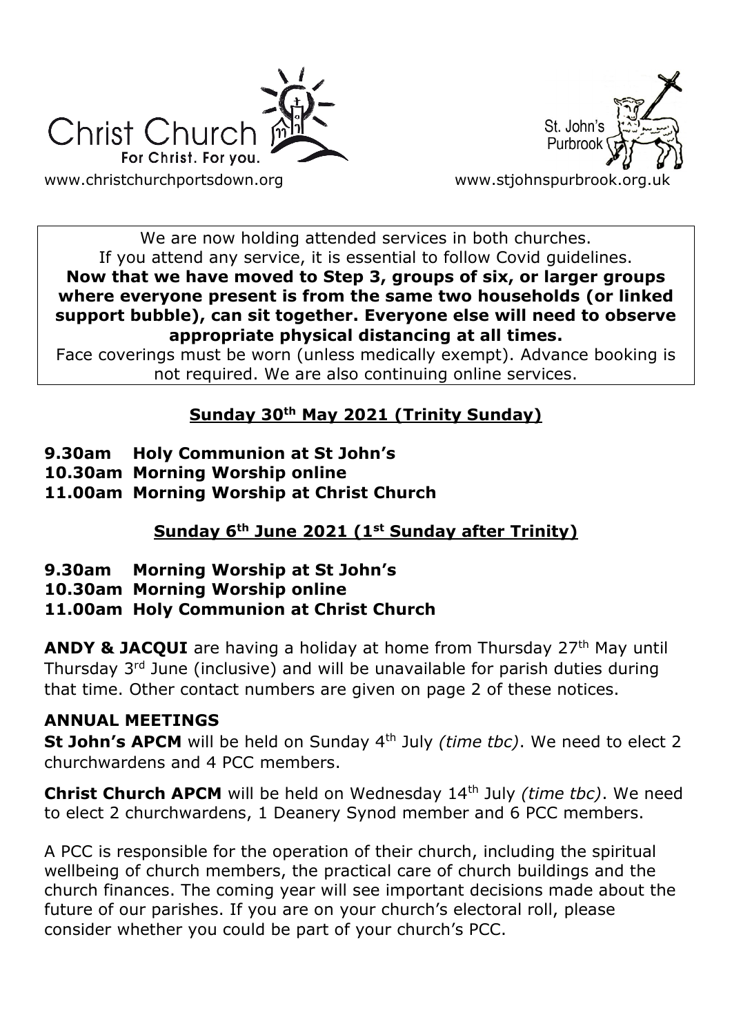Christ Church
For Christ. For you.
www.christchurchportsdown.org

St. John's Purbrook
www.stjohnspurbrook.org.uk

We are now holding attended services in both churches. If you attend any service, it is essential to follow Covid guidelines. **Now that we have moved to Step 3, groups of six, or larger groups where everyone present is from the same two households (or linked support bubble), can sit together. Everyone else will need to observe appropriate physical distancing at all times.**
Face coverings must be worn (unless medically exempt). Advance booking is not required. We are also continuing online services.

## Sunday 30th May 2021 (Trinity Sunday)

**9.30am Holy Communion at St John's**
**10.30am Morning Worship online**
**11.00am Morning Worship at Christ Church**

## Sunday 6th June 2021 (1st Sunday after Trinity)

**9.30am Morning Worship at St John's**
**10.30am Morning Worship online**
**11.00am Holy Communion at Christ Church**

**ANDY & JACQUI** are having a holiday at home from Thursday 27th May until Thursday 3rd June (inclusive) and will be unavailable for parish duties during that time. Other contact numbers are given on page 2 of these notices.

### ANNUAL MEETINGS

**St John's APCM** will be held on Sunday 4th July *(time tbc)*. We need to elect 2 churchwardens and 4 PCC members.

**Christ Church APCM** will be held on Wednesday 14th July *(time tbc)*. We need to elect 2 churchwardens, 1 Deanery Synod member and 6 PCC members.

A PCC is responsible for the operation of their church, including the spiritual wellbeing of church members, the practical care of church buildings and the church finances. The coming year will see important decisions made about the future of our parishes. If you are on your church's electoral roll, please consider whether you could be part of your church's PCC.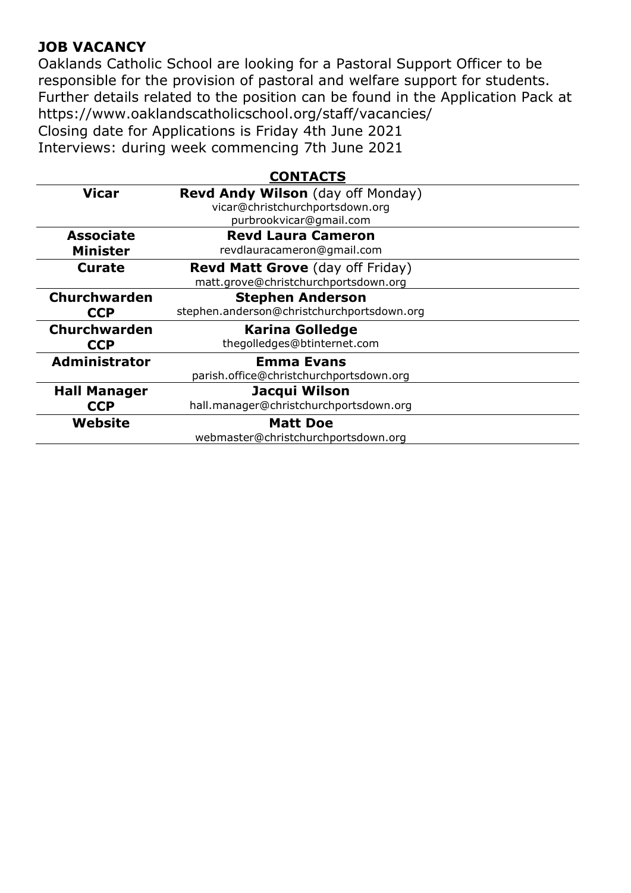**JOB VACANCY**

Oaklands Catholic School are looking for a Pastoral Support Officer to be responsible for the provision of pastoral and welfare support for students. Further details related to the position can be found in the Application Pack at https://www.oaklandscatholicschool.org/staff/vacancies/

Closing date for Applications is Friday 4th June 2021

Interviews: during week commencing 7th June 2021

## CONTACTS

| | |
|---|---|
| **Vicar** | **Revd Andy Wilson** (day off Monday)<br>vicar@christchurchportsdown.org<br>purbrookvicar@gmail.com |
| **Associate Minister** | **Revd Laura Cameron**<br>revdlauracameron@gmail.com |
| **Curate** | **Revd Matt Grove** (day off Friday)<br>matt.grove@christchurchportsdown.org |
| **Churchwarden CCP** | **Stephen Anderson**<br>stephen.anderson@christchurchportsdown.org |
| **Churchwarden CCP** | **Karina Golledge**<br>thegolledges@btinternet.com |
| **Administrator** | **Emma Evans**<br>parish.office@christchurchportsdown.org |
| **Hall Manager CCP** | **Jacqui Wilson**<br>hall.manager@christchurchportsdown.org |
| **Website** | **Matt Doe**<br>webmaster@christchurchportsdown.org |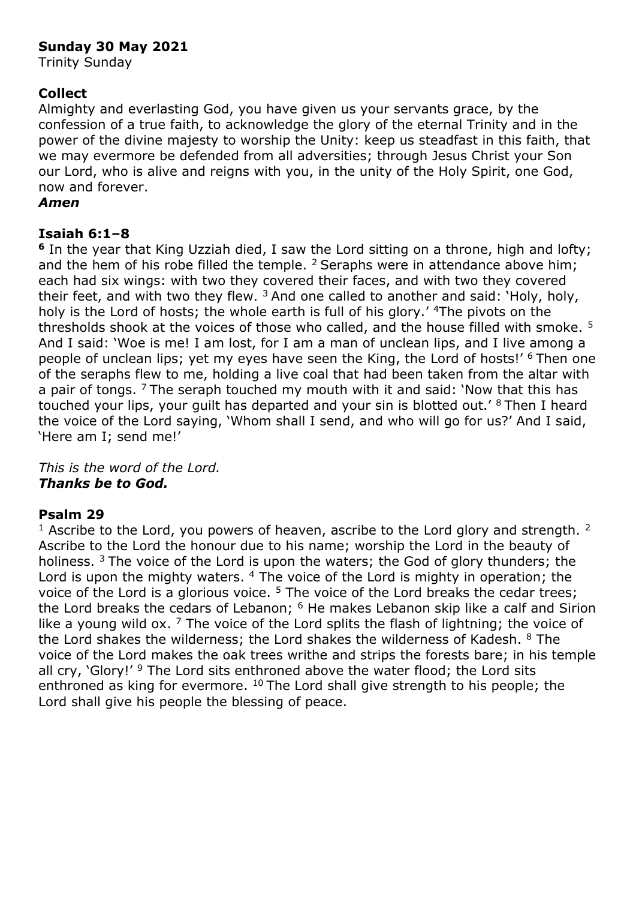**Sunday 30 May 2021**
Trinity Sunday

**Collect**
Almighty and everlasting God, you have given us your servants grace, by the confession of a true faith, to acknowledge the glory of the eternal Trinity and in the power of the divine majesty to worship the Unity: keep us steadfast in this faith, that we may evermore be defended from all adversities; through Jesus Christ your Son our Lord, who is alive and reigns with you, in the unity of the Holy Spirit, one God, now and forever.
***Amen***

**Isaiah 6:1–8**
**6** In the year that King Uzziah died, I saw the Lord sitting on a throne, high and lofty; and the hem of his robe filled the temple. [2] Seraphs were in attendance above him; each had six wings: with two they covered their faces, and with two they covered their feet, and with two they flew. [3] And one called to another and said: 'Holy, holy, holy is the Lord of hosts; the whole earth is full of his glory.' [4]The pivots on the thresholds shook at the voices of those who called, and the house filled with smoke. [5] And I said: 'Woe is me! I am lost, for I am a man of unclean lips, and I live among a people of unclean lips; yet my eyes have seen the King, the Lord of hosts!' [6] Then one of the seraphs flew to me, holding a live coal that had been taken from the altar with a pair of tongs. [7] The seraph touched my mouth with it and said: 'Now that this has touched your lips, your guilt has departed and your sin is blotted out.' [8] Then I heard the voice of the Lord saying, 'Whom shall I send, and who will go for us?' And I said, 'Here am I; send me!'

*This is the word of the Lord.*
***Thanks be to God.***

**Psalm 29**
[1] Ascribe to the Lord, you powers of heaven, ascribe to the Lord glory and strength. [2] Ascribe to the Lord the honour due to his name; worship the Lord in the beauty of holiness. [3] The voice of the Lord is upon the waters; the God of glory thunders; the Lord is upon the mighty waters. [4] The voice of the Lord is mighty in operation; the voice of the Lord is a glorious voice. [5] The voice of the Lord breaks the cedar trees; the Lord breaks the cedars of Lebanon; [6] He makes Lebanon skip like a calf and Sirion like a young wild ox. [7] The voice of the Lord splits the flash of lightning; the voice of the Lord shakes the wilderness; the Lord shakes the wilderness of Kadesh. [8] The voice of the Lord makes the oak trees writhe and strips the forests bare; in his temple all cry, 'Glory!' [9] The Lord sits enthroned above the water flood; the Lord sits enthroned as king for evermore. [10] The Lord shall give strength to his people; the Lord shall give his people the blessing of peace.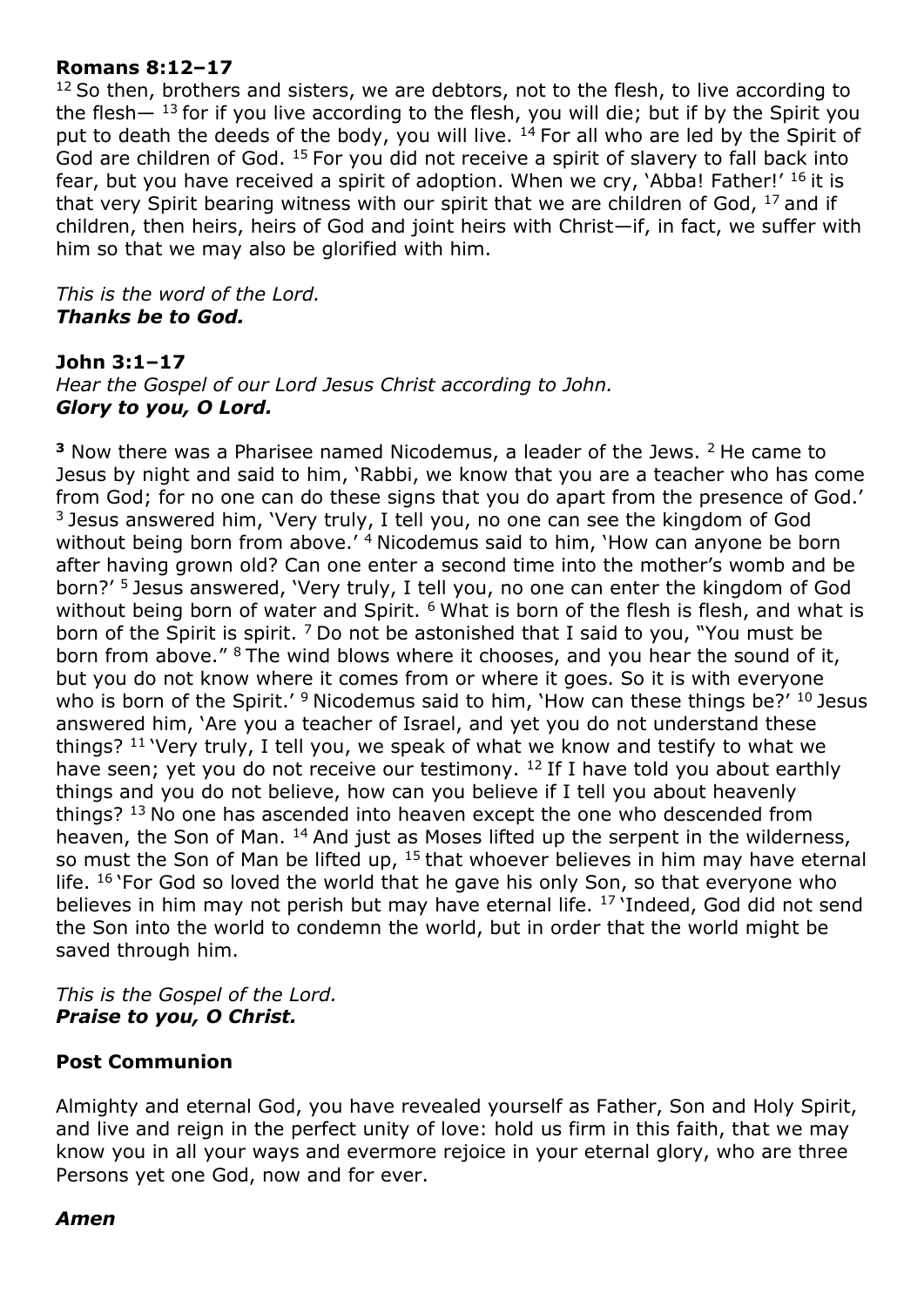**Romans 8:12–17**

[12] So then, brothers and sisters, we are debtors, not to the flesh, to live according to the flesh— [13] for if you live according to the flesh, you will die; but if by the Spirit you put to death the deeds of the body, you will live. [14] For all who are led by the Spirit of God are children of God. [15] For you did not receive a spirit of slavery to fall back into fear, but you have received a spirit of adoption. When we cry, 'Abba! Father!' [16] it is that very Spirit bearing witness with our spirit that we are children of God, [17] and if children, then heirs, heirs of God and joint heirs with Christ—if, in fact, we suffer with him so that we may also be glorified with him.

*This is the word of the Lord.*
***Thanks be to God.***

**John 3:1–17**

*Hear the Gospel of our Lord Jesus Christ according to John.*
***Glory to you, O Lord.***

**3** Now there was a Pharisee named Nicodemus, a leader of the Jews. [2] He came to Jesus by night and said to him, 'Rabbi, we know that you are a teacher who has come from God; for no one can do these signs that you do apart from the presence of God.' [3] Jesus answered him, 'Very truly, I tell you, no one can see the kingdom of God without being born from above.' [4] Nicodemus said to him, 'How can anyone be born after having grown old? Can one enter a second time into the mother's womb and be born?' [5] Jesus answered, 'Very truly, I tell you, no one can enter the kingdom of God without being born of water and Spirit. [6] What is born of the flesh is flesh, and what is born of the Spirit is spirit. [7] Do not be astonished that I said to you, "You must be born from above." [8] The wind blows where it chooses, and you hear the sound of it, but you do not know where it comes from or where it goes. So it is with everyone who is born of the Spirit.' [9] Nicodemus said to him, 'How can these things be?' [10] Jesus answered him, 'Are you a teacher of Israel, and yet you do not understand these things? [11] 'Very truly, I tell you, we speak of what we know and testify to what we have seen; yet you do not receive our testimony. [12] If I have told you about earthly things and you do not believe, how can you believe if I tell you about heavenly things? [13] No one has ascended into heaven except the one who descended from heaven, the Son of Man. [14] And just as Moses lifted up the serpent in the wilderness, so must the Son of Man be lifted up, [15] that whoever believes in him may have eternal life. [16] 'For God so loved the world that he gave his only Son, so that everyone who believes in him may not perish but may have eternal life. [17] 'Indeed, God did not send the Son into the world to condemn the world, but in order that the world might be saved through him.

*This is the Gospel of the Lord.*
***Praise to you, O Christ.***

**Post Communion**

Almighty and eternal God, you have revealed yourself as Father, Son and Holy Spirit, and live and reign in the perfect unity of love: hold us firm in this faith, that we may know you in all your ways and evermore rejoice in your eternal glory, who are three Persons yet one God, now and for ever.

***Amen***